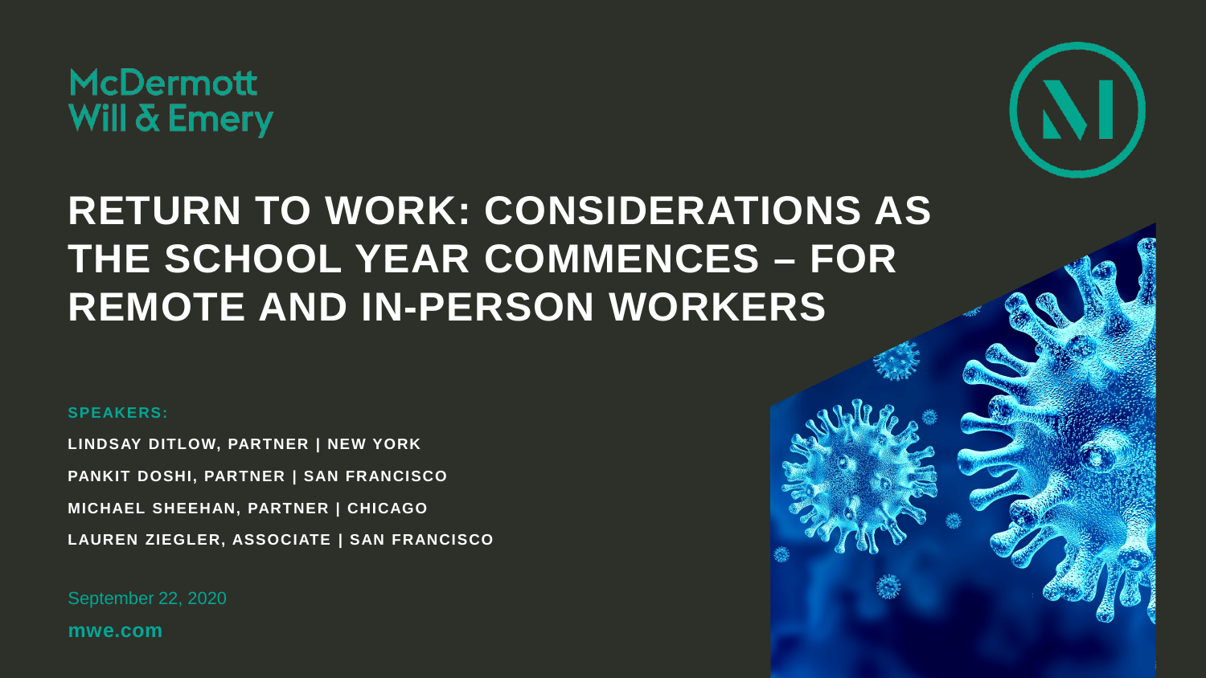McDermott Will & Emery

# RETURN TO WORK: CONSIDERATIONS AS THE SCHOOL YEAR COMMENCES – FOR REMOTE AND IN-PERSON WORKERS

**SPEAKERS:**

**LINDSAY DITLOW, PARTNER | NEW YORK**

**PANKIT DOSHI, PARTNER | SAN FRANCISCO**

**MICHAEL SHEEHAN, PARTNER | CHICAGO**

**LAUREN ZIEGLER, ASSOCIATE | SAN FRANCISCO**

September 22, 2020

**mwe.com**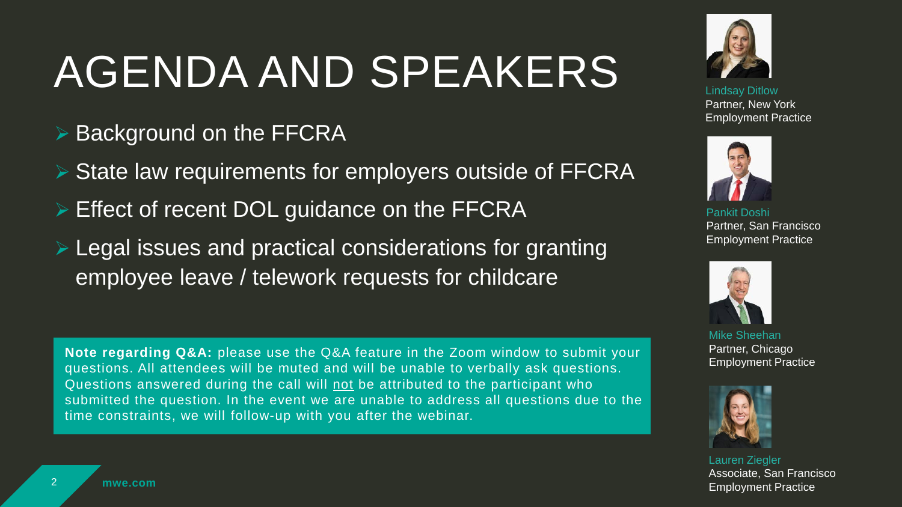# AGENDA AND SPEAKERS

- Background on the FFCRA
- State law requirements for employers outside of FFCRA
- Effect of recent DOL guidance on the FFCRA
- Legal issues and practical considerations for granting employee leave / telework requests for childcare

**Note regarding Q&A:** please use the Q&A feature in the Zoom window to submit your questions. All attendees will be muted and will be unable to verbally ask questions. Questions answered during the call will not be attributed to the participant who submitted the question. In the event we are unable to address all questions due to the time constraints, we will follow-up with you after the webinar.

Lindsay Ditlow
Partner, New York
Employment Practice

Pankit Doshi
Partner, San Francisco
Employment Practice

Mike Sheehan
Partner, Chicago
Employment Practice

Lauren Ziegler
Associate, San Francisco
Employment Practice

mwe.com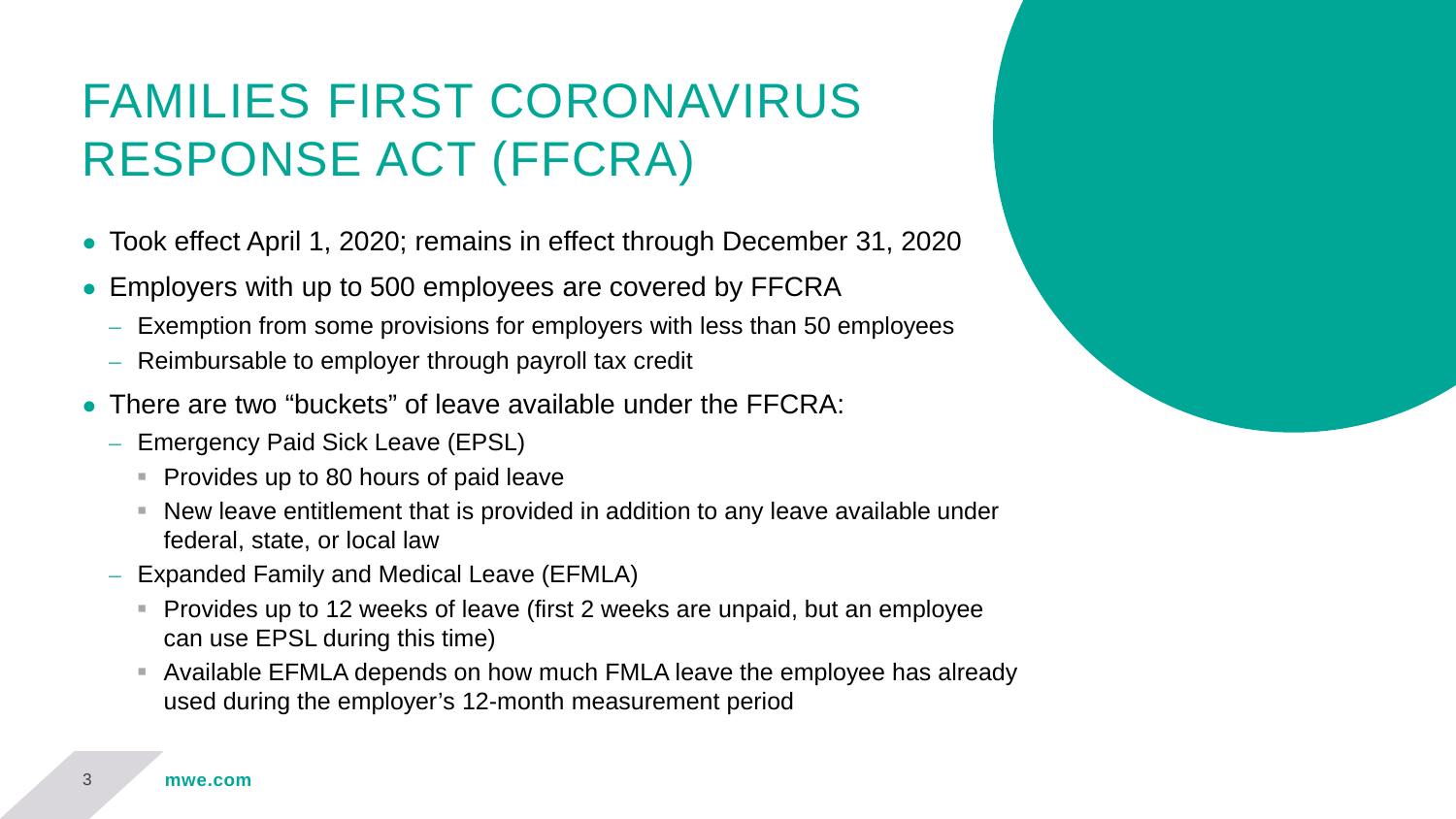# FAMILIES FIRST CORONAVIRUS RESPONSE ACT (FFCRA)

- Took effect April 1, 2020; remains in effect through December 31, 2020
- Employers with up to 500 employees are covered by FFCRA
  - Exemption from some provisions for employers with less than 50 employees
  - Reimbursable to employer through payroll tax credit
- There are two "buckets" of leave available under the FFCRA:
  - Emergency Paid Sick Leave (EPSL)
    - Provides up to 80 hours of paid leave
    - New leave entitlement that is provided in addition to any leave available under federal, state, or local law
  - Expanded Family and Medical Leave (EFMLA)
    - Provides up to 12 weeks of leave (first 2 weeks are unpaid, but an employee can use EPSL during this time)
    - Available EFMLA depends on how much FMLA leave the employee has already used during the employer's 12-month measurement period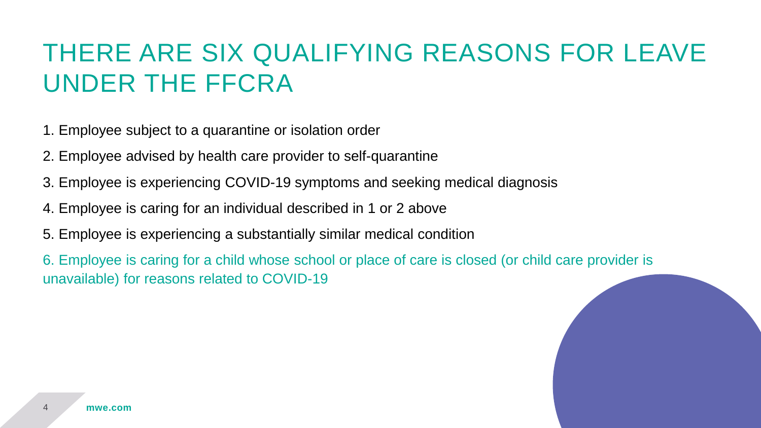# THERE ARE SIX QUALIFYING REASONS FOR LEAVE UNDER THE FFCRA

1. Employee subject to a quarantine or isolation order
2. Employee advised by health care provider to self-quarantine
3. Employee is experiencing COVID-19 symptoms and seeking medical diagnosis
4. Employee is caring for an individual described in 1 or 2 above
5. Employee is experiencing a substantially similar medical condition
6. Employee is caring for a child whose school or place of care is closed (or child care provider is unavailable) for reasons related to COVID-19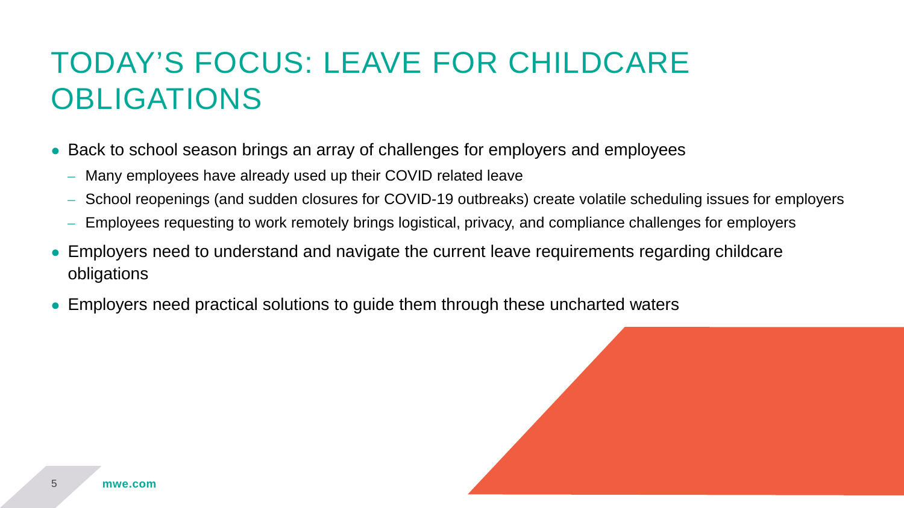# TODAY'S FOCUS: LEAVE FOR CHILDCARE OBLIGATIONS

- Back to school season brings an array of challenges for employers and employees
  - Many employees have already used up their COVID related leave
  - School reopenings (and sudden closures for COVID-19 outbreaks) create volatile scheduling issues for employers
  - Employees requesting to work remotely brings logistical, privacy, and compliance challenges for employers
- Employers need to understand and navigate the current leave requirements regarding childcare obligations
- Employers need practical solutions to guide them through these uncharted waters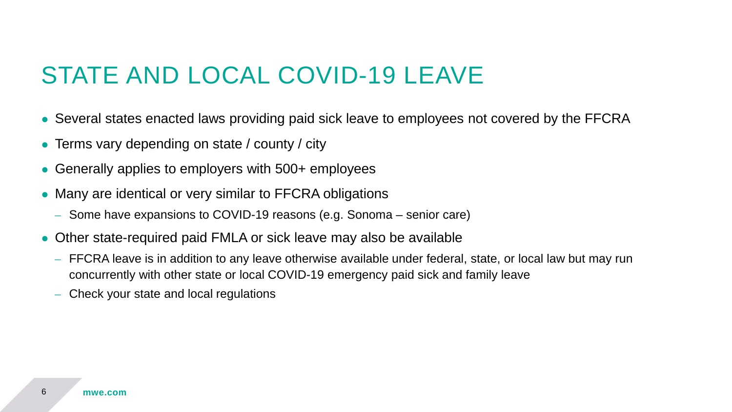# STATE AND LOCAL COVID-19 LEAVE

- Several states enacted laws providing paid sick leave to employees not covered by the FFCRA
- Terms vary depending on state / county / city
- Generally applies to employers with 500+ employees
- Many are identical or very similar to FFCRA obligations
  - Some have expansions to COVID-19 reasons (e.g. Sonoma – senior care)
- Other state-required paid FMLA or sick leave may also be available
  - FFCRA leave is in addition to any leave otherwise available under federal, state, or local law but may run concurrently with other state or local COVID-19 emergency paid sick and family leave
  - Check your state and local regulations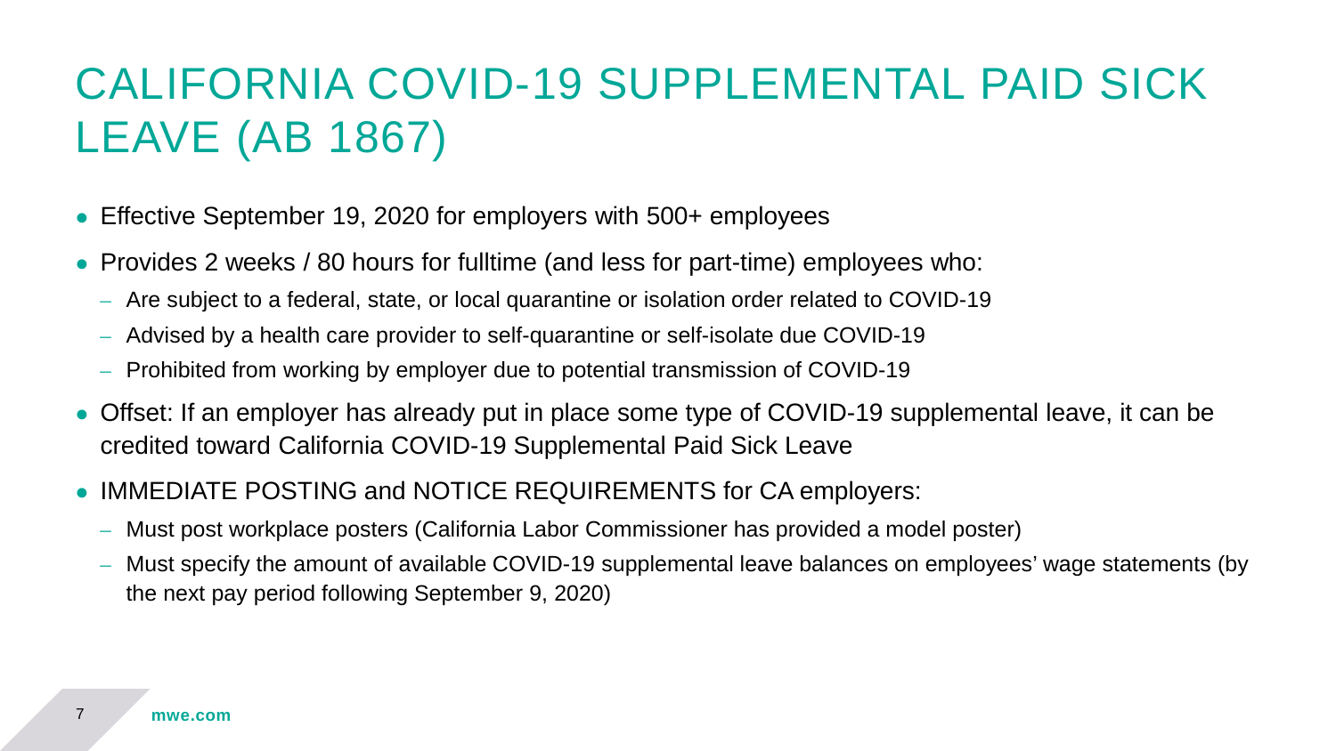# CALIFORNIA COVID-19 SUPPLEMENTAL PAID SICK LEAVE (AB 1867)

- Effective September 19, 2020 for employers with 500+ employees
- Provides 2 weeks / 80 hours for fulltime (and less for part-time) employees who:
  - Are subject to a federal, state, or local quarantine or isolation order related to COVID-19
  - Advised by a health care provider to self-quarantine or self-isolate due COVID-19
  - Prohibited from working by employer due to potential transmission of COVID-19
- Offset: If an employer has already put in place some type of COVID-19 supplemental leave, it can be credited toward California COVID-19 Supplemental Paid Sick Leave
- IMMEDIATE POSTING and NOTICE REQUIREMENTS for CA employers:
  - Must post workplace posters (California Labor Commissioner has provided a model poster)
  - Must specify the amount of available COVID-19 supplemental leave balances on employees' wage statements (by the next pay period following September 9, 2020)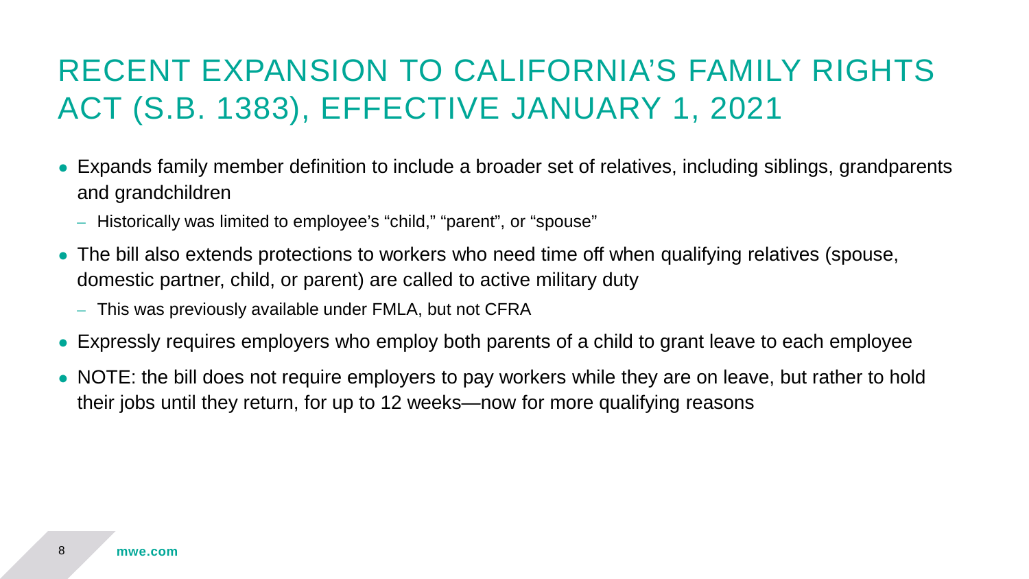# RECENT EXPANSION TO CALIFORNIA'S FAMILY RIGHTS ACT (S.B. 1383), EFFECTIVE JANUARY 1, 2021

- Expands family member definition to include a broader set of relatives, including siblings, grandparents and grandchildren
  - Historically was limited to employee's "child," "parent", or "spouse"
- The bill also extends protections to workers who need time off when qualifying relatives (spouse, domestic partner, child, or parent) are called to active military duty
  - This was previously available under FMLA, but not CFRA
- Expressly requires employers who employ both parents of a child to grant leave to each employee
- NOTE: the bill does not require employers to pay workers while they are on leave, but rather to hold their jobs until they return, for up to 12 weeks—now for more qualifying reasons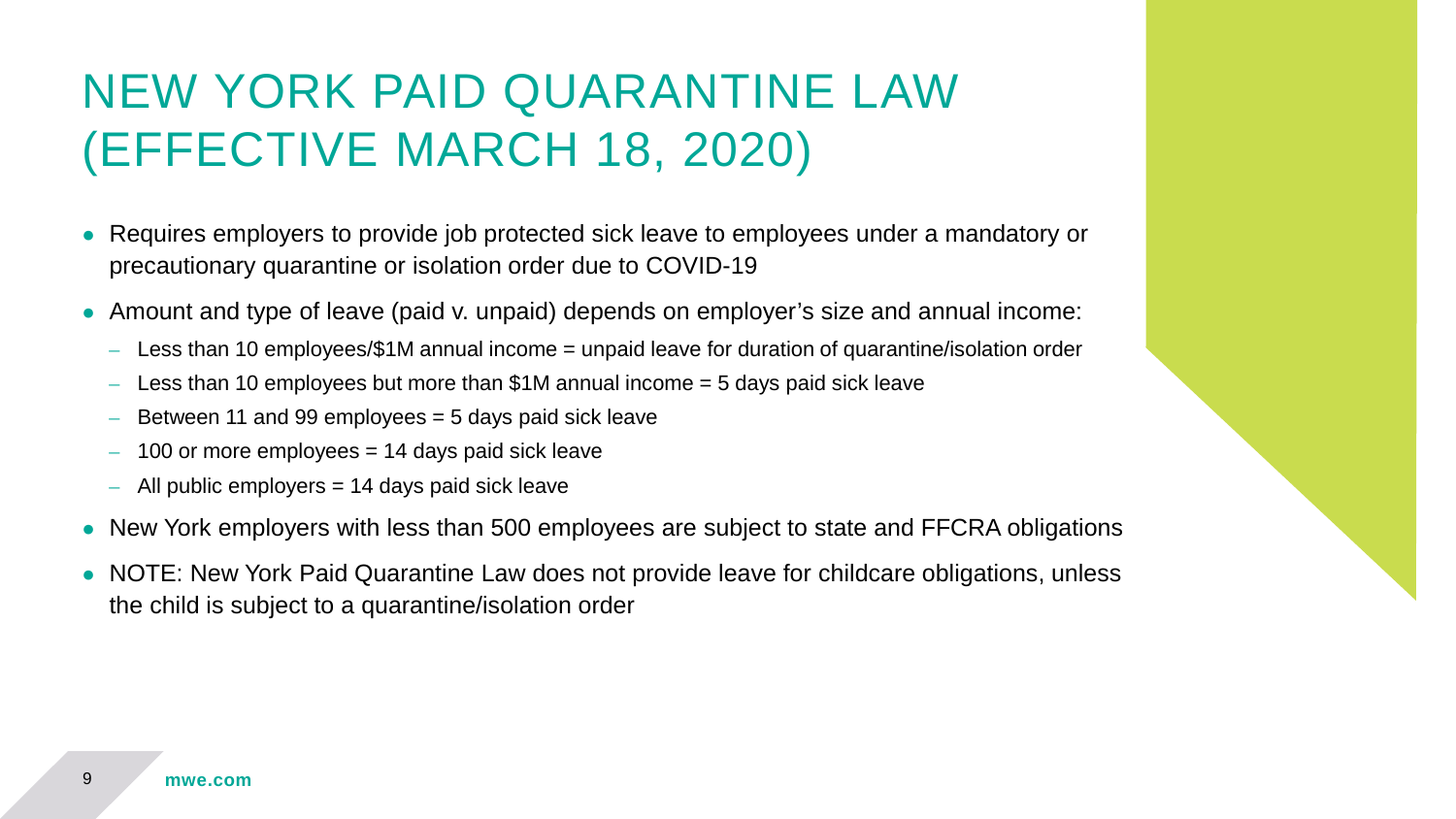# NEW YORK PAID QUARANTINE LAW (EFFECTIVE MARCH 18, 2020)

- Requires employers to provide job protected sick leave to employees under a mandatory or precautionary quarantine or isolation order due to COVID-19
- Amount and type of leave (paid v. unpaid) depends on employer's size and annual income:
  - Less than 10 employees/$1M annual income = unpaid leave for duration of quarantine/isolation order
  - Less than 10 employees but more than $1M annual income = 5 days paid sick leave
  - Between 11 and 99 employees = 5 days paid sick leave
  - 100 or more employees = 14 days paid sick leave
  - All public employers = 14 days paid sick leave
- New York employers with less than 500 employees are subject to state and FFCRA obligations
- NOTE: New York Paid Quarantine Law does not provide leave for childcare obligations, unless the child is subject to a quarantine/isolation order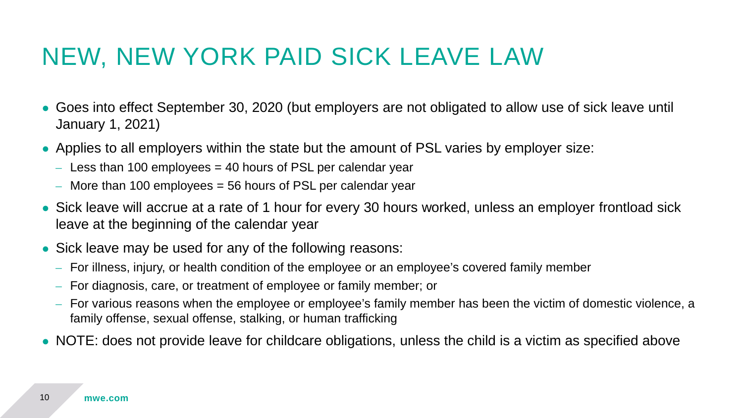# NEW, NEW YORK PAID SICK LEAVE LAW

- Goes into effect September 30, 2020 (but employers are not obligated to allow use of sick leave until January 1, 2021)
- Applies to all employers within the state but the amount of PSL varies by employer size:
  - Less than 100 employees = 40 hours of PSL per calendar year
  - More than 100 employees = 56 hours of PSL per calendar year
- Sick leave will accrue at a rate of 1 hour for every 30 hours worked, unless an employer frontload sick leave at the beginning of the calendar year
- Sick leave may be used for any of the following reasons:
  - For illness, injury, or health condition of the employee or an employee's covered family member
  - For diagnosis, care, or treatment of employee or family member; or
  - For various reasons when the employee or employee's family member has been the victim of domestic violence, a family offense, sexual offense, stalking, or human trafficking
- NOTE: does not provide leave for childcare obligations, unless the child is a victim as specified above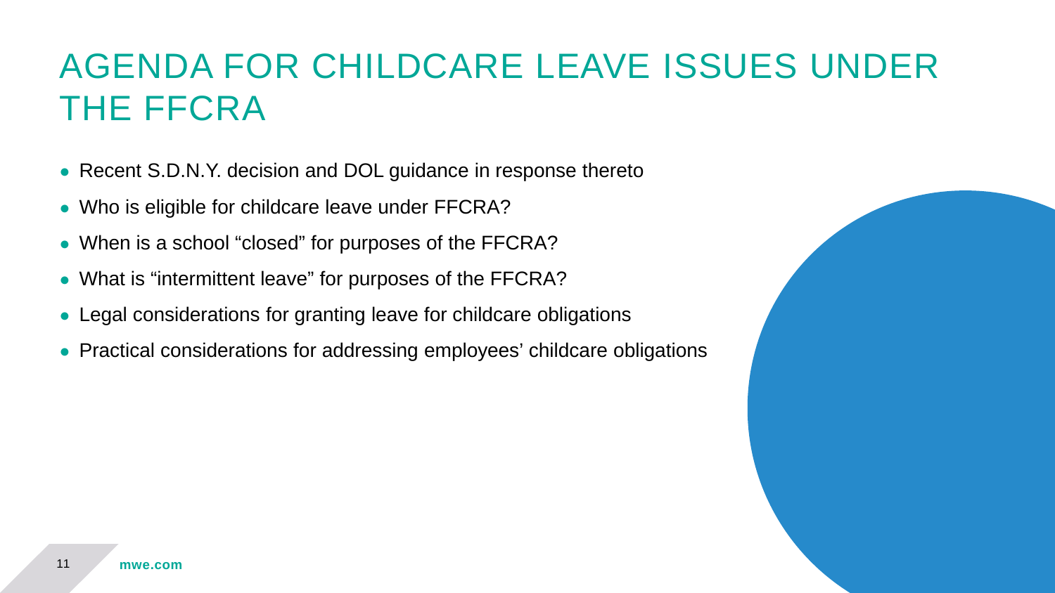# AGENDA FOR CHILDCARE LEAVE ISSUES UNDER THE FFCRA

- Recent S.D.N.Y. decision and DOL guidance in response thereto
- Who is eligible for childcare leave under FFCRA?
- When is a school “closed” for purposes of the FFCRA?
- What is “intermittent leave” for purposes of the FFCRA?
- Legal considerations for granting leave for childcare obligations
- Practical considerations for addressing employees’ childcare obligations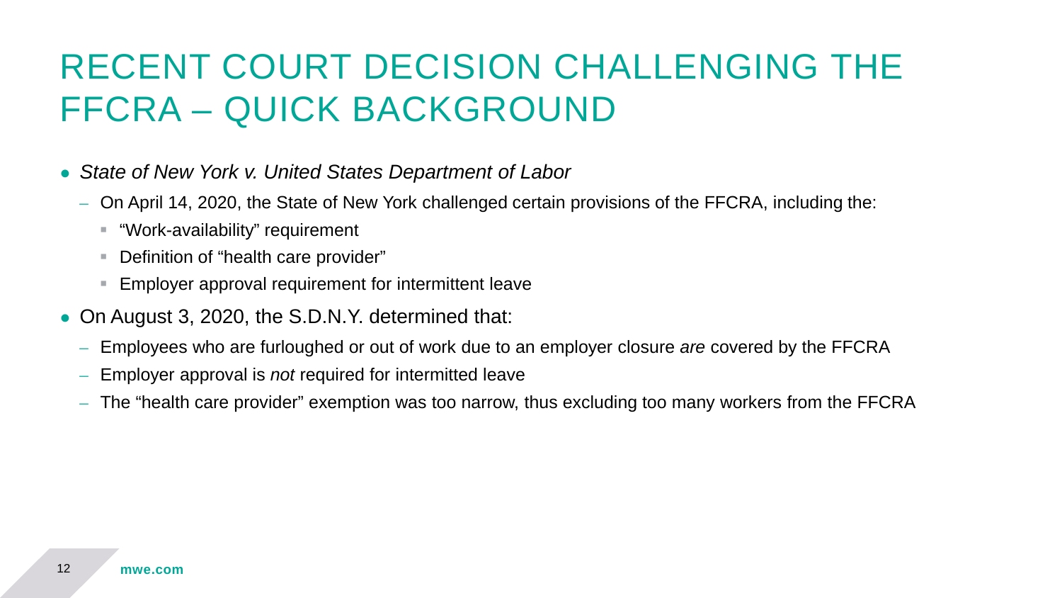# RECENT COURT DECISION CHALLENGING THE FFCRA – QUICK BACKGROUND

- *State of New York v. United States Department of Labor*
  - On April 14, 2020, the State of New York challenged certain provisions of the FFCRA, including the:
    - "Work-availability" requirement
    - Definition of "health care provider"
    - Employer approval requirement for intermittent leave
- On August 3, 2020, the S.D.N.Y. determined that:
  - Employees who are furloughed or out of work due to an employer closure *are* covered by the FFCRA
  - Employer approval is *not* required for intermitted leave
  - The "health care provider" exemption was too narrow, thus excluding too many workers from the FFCRA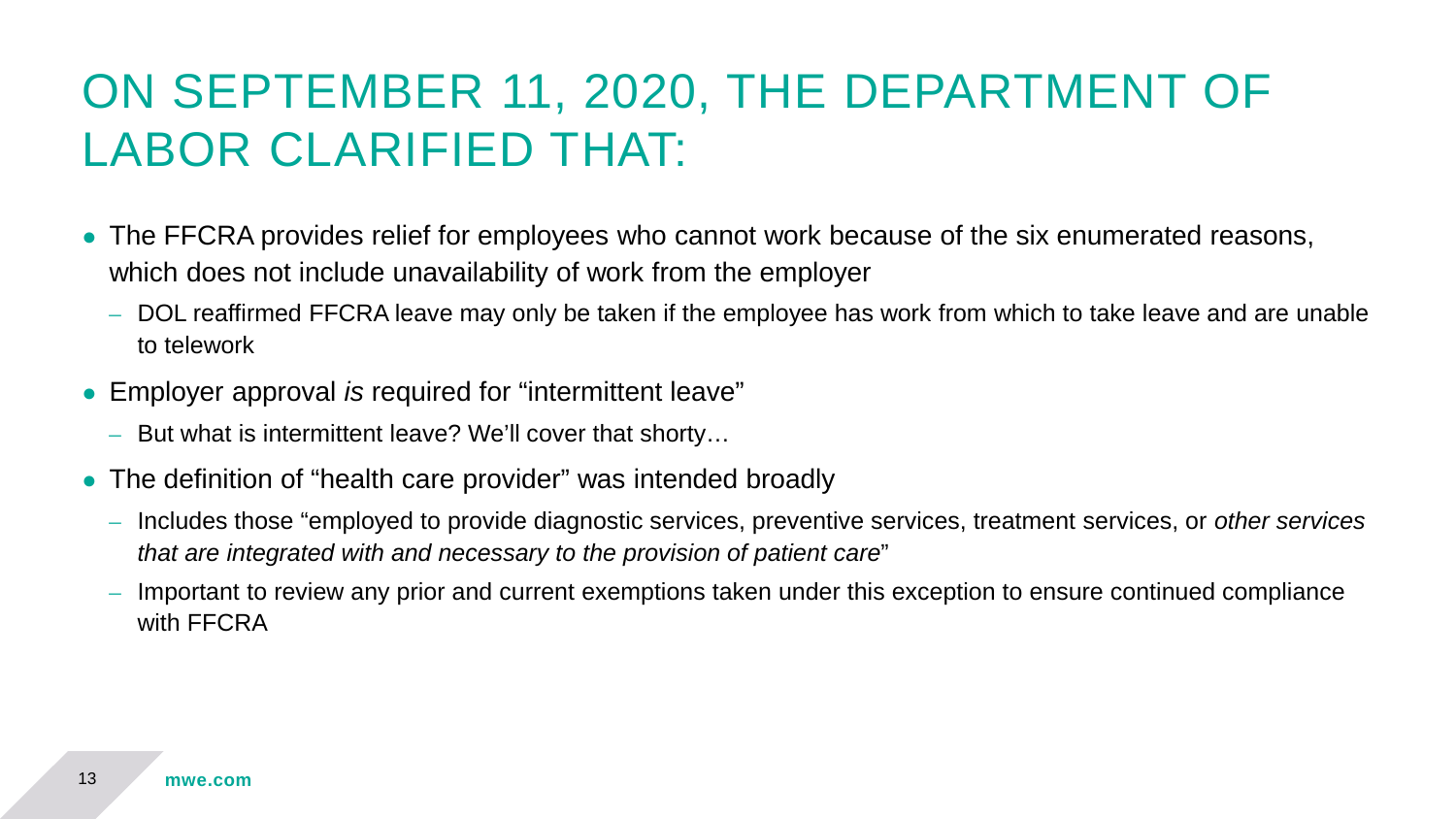# ON SEPTEMBER 11, 2020, THE DEPARTMENT OF LABOR CLARIFIED THAT:

- The FFCRA provides relief for employees who cannot work because of the six enumerated reasons, which does not include unavailability of work from the employer
  - DOL reaffirmed FFCRA leave may only be taken if the employee has work from which to take leave and are unable to telework
- Employer approval *is* required for "intermittent leave"
  - But what is intermittent leave? We'll cover that shorty…
- The definition of "health care provider" was intended broadly
  - Includes those "employed to provide diagnostic services, preventive services, treatment services, or *other services that are integrated with and necessary to the provision of patient care*"
  - Important to review any prior and current exemptions taken under this exception to ensure continued compliance with FFCRA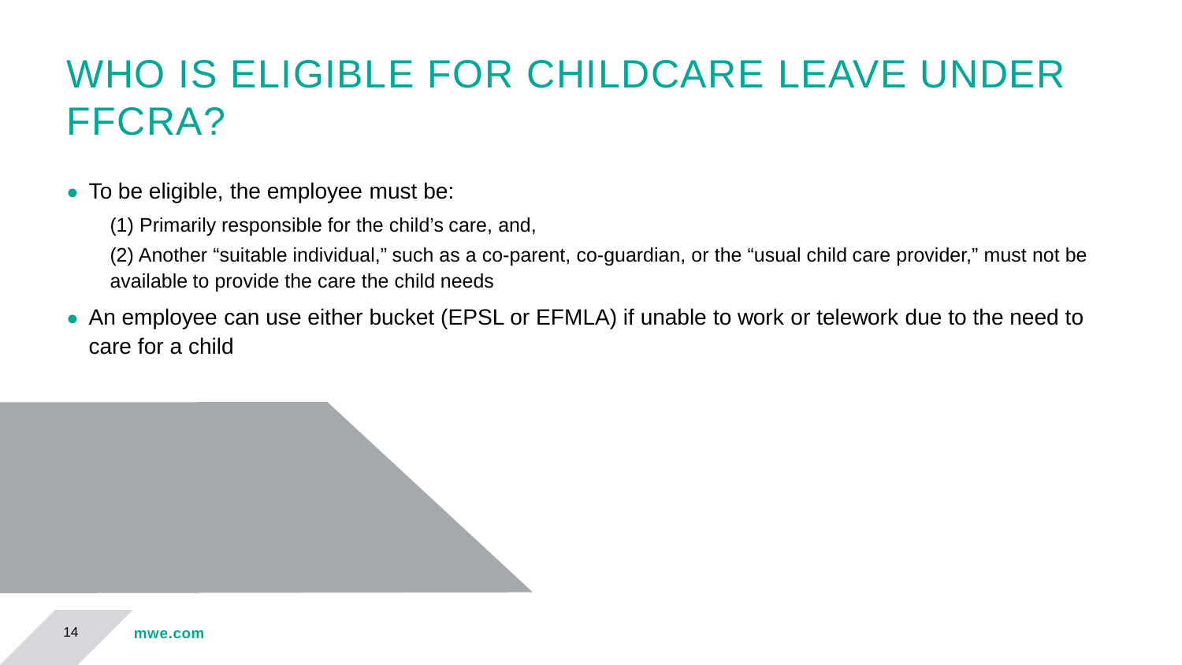# WHO IS ELIGIBLE FOR CHILDCARE LEAVE UNDER FFCRA?

- To be eligible, the employee must be:

  (1) Primarily responsible for the child's care, and,

  (2) Another "suitable individual," such as a co-parent, co-guardian, or the "usual child care provider," must not be available to provide the care the child needs

- An employee can use either bucket (EPSL or EFMLA) if unable to work or telework due to the need to care for a child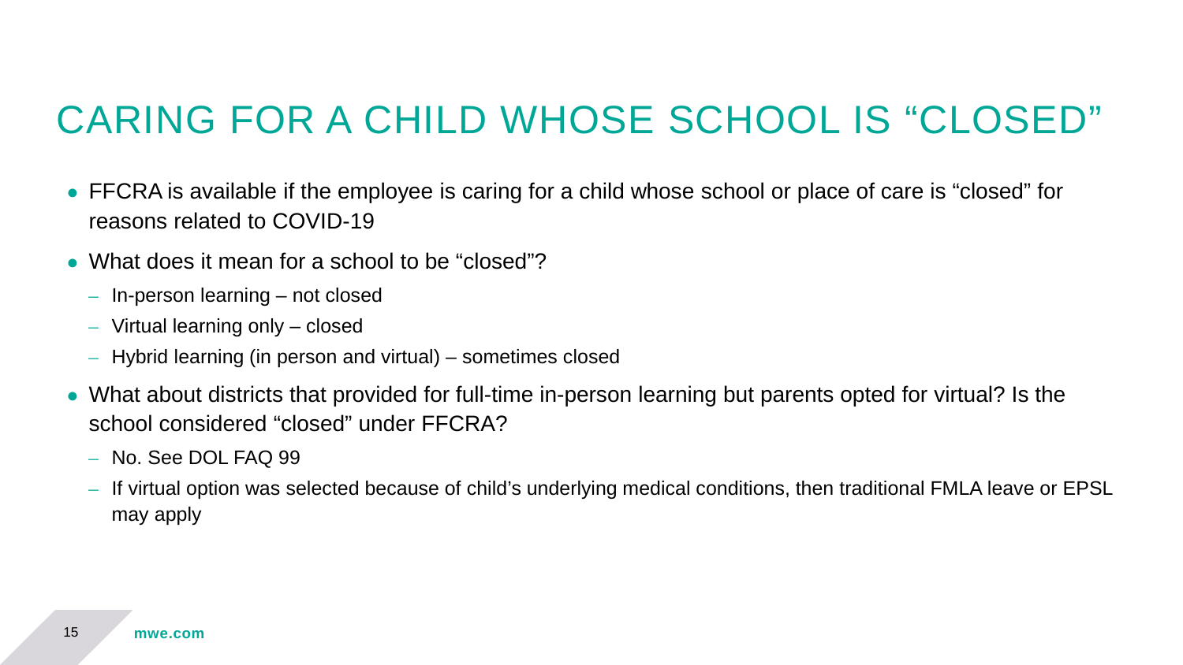# CARING FOR A CHILD WHOSE SCHOOL IS "CLOSED"

- FFCRA is available if the employee is caring for a child whose school or place of care is "closed" for reasons related to COVID-19
- What does it mean for a school to be "closed"?
  - In-person learning – not closed
  - Virtual learning only – closed
  - Hybrid learning (in person and virtual) – sometimes closed
- What about districts that provided for full-time in-person learning but parents opted for virtual? Is the school considered "closed" under FFCRA?
  - No. See DOL FAQ 99
  - If virtual option was selected because of child's underlying medical conditions, then traditional FMLA leave or EPSL may apply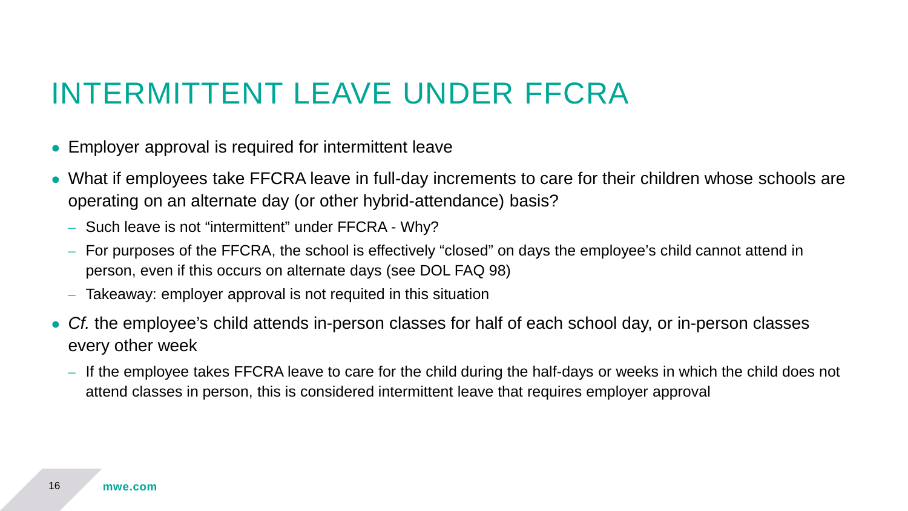# INTERMITTENT LEAVE UNDER FFCRA

- Employer approval is required for intermittent leave
- What if employees take FFCRA leave in full-day increments to care for their children whose schools are operating on an alternate day (or other hybrid-attendance) basis?
  - Such leave is not “intermittent” under FFCRA - Why?
  - For purposes of the FFCRA, the school is effectively “closed” on days the employee’s child cannot attend in person, even if this occurs on alternate days (see DOL FAQ 98)
  - Takeaway: employer approval is not requited in this situation
- *Cf.* the employee’s child attends in-person classes for half of each school day, or in-person classes every other week
  - If the employee takes FFCRA leave to care for the child during the half-days or weeks in which the child does not attend classes in person, this is considered intermittent leave that requires employer approval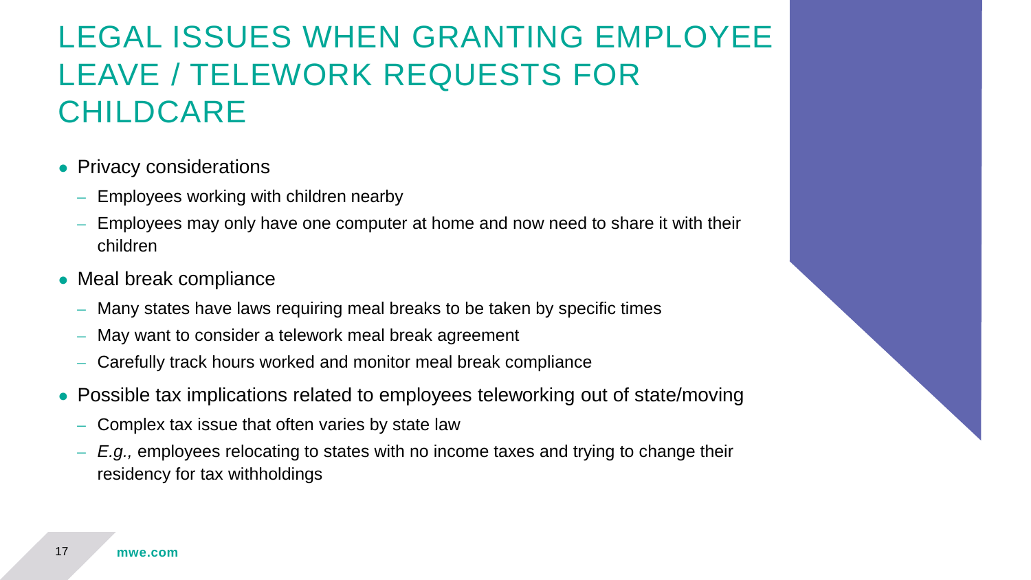# LEGAL ISSUES WHEN GRANTING EMPLOYEE LEAVE / TELEWORK REQUESTS FOR CHILDCARE

- Privacy considerations
  - Employees working with children nearby
  - Employees may only have one computer at home and now need to share it with their children
- Meal break compliance
  - Many states have laws requiring meal breaks to be taken by specific times
  - May want to consider a telework meal break agreement
  - Carefully track hours worked and monitor meal break compliance
- Possible tax implications related to employees teleworking out of state/moving
  - Complex tax issue that often varies by state law
  - *E.g.,* employees relocating to states with no income taxes and trying to change their residency for tax withholdings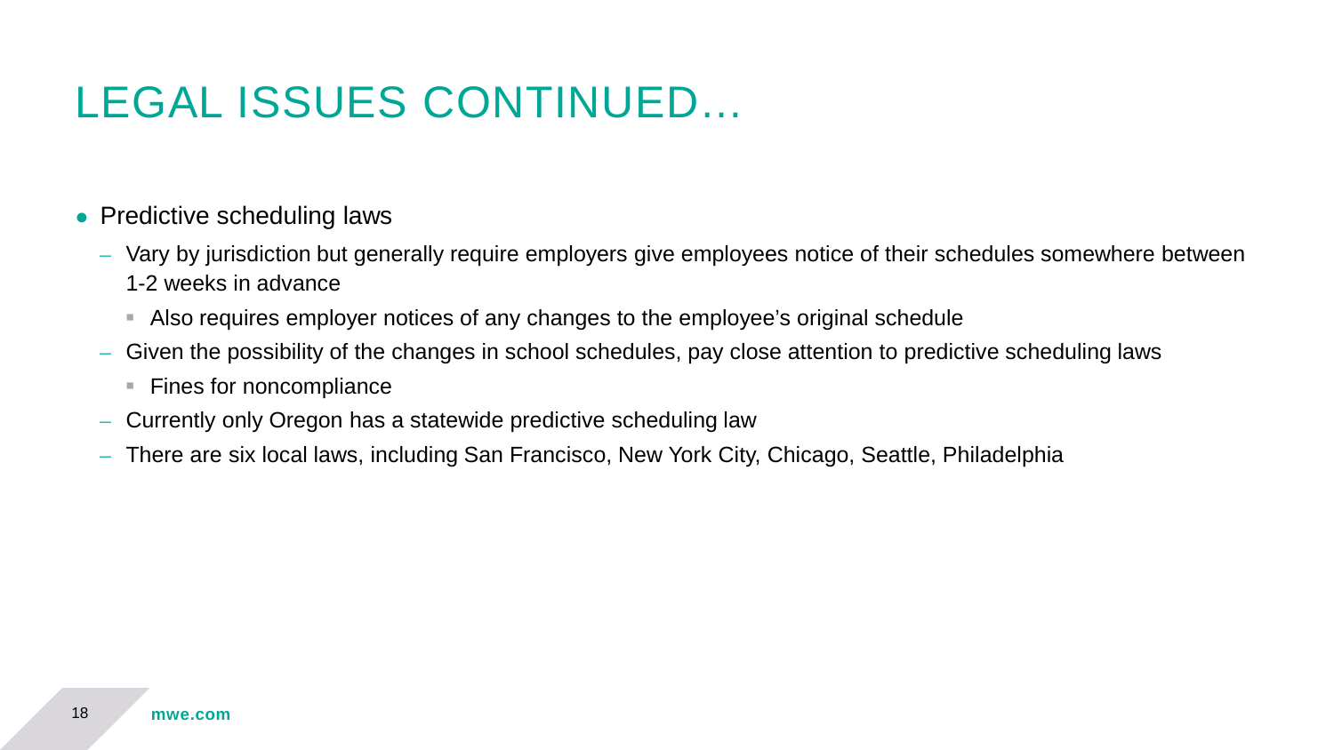# LEGAL ISSUES CONTINUED…

- Predictive scheduling laws
  - Vary by jurisdiction but generally require employers give employees notice of their schedules somewhere between 1-2 weeks in advance
    - Also requires employer notices of any changes to the employee's original schedule
  - Given the possibility of the changes in school schedules, pay close attention to predictive scheduling laws
    - Fines for noncompliance
  - Currently only Oregon has a statewide predictive scheduling law
  - There are six local laws, including San Francisco, New York City, Chicago, Seattle, Philadelphia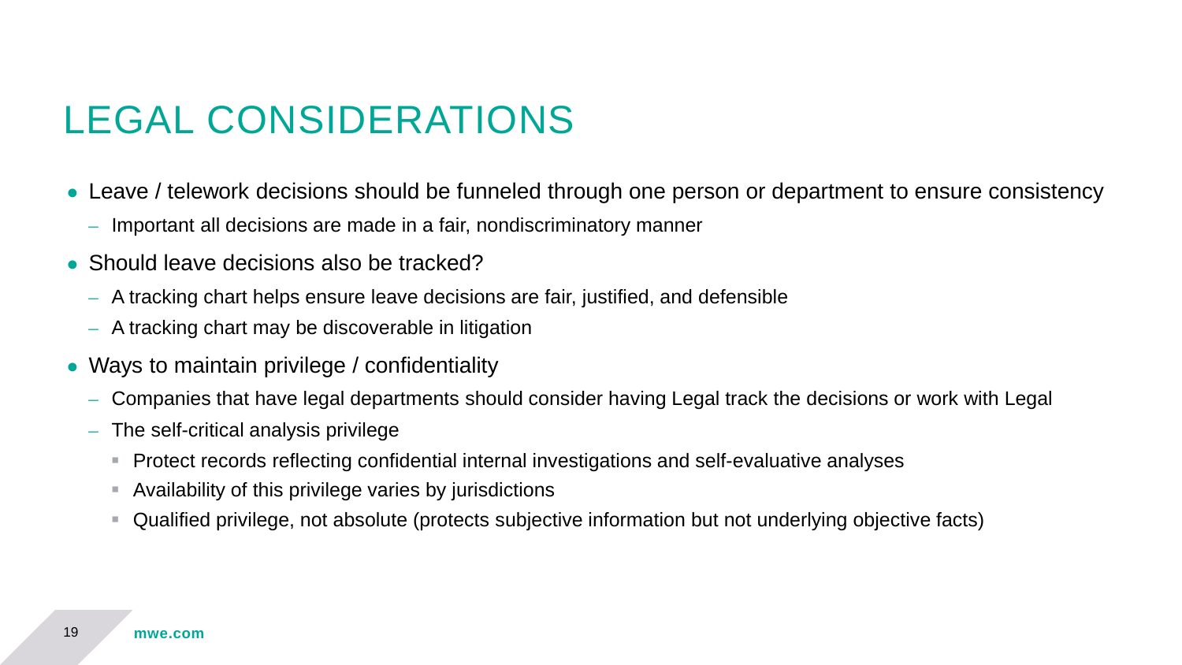# LEGAL CONSIDERATIONS

- Leave / telework decisions should be funneled through one person or department to ensure consistency
  - Important all decisions are made in a fair, nondiscriminatory manner
- Should leave decisions also be tracked?
  - A tracking chart helps ensure leave decisions are fair, justified, and defensible
  - A tracking chart may be discoverable in litigation
- Ways to maintain privilege / confidentiality
  - Companies that have legal departments should consider having Legal track the decisions or work with Legal
  - The self-critical analysis privilege
    - Protect records reflecting confidential internal investigations and self-evaluative analyses
    - Availability of this privilege varies by jurisdictions
    - Qualified privilege, not absolute (protects subjective information but not underlying objective facts)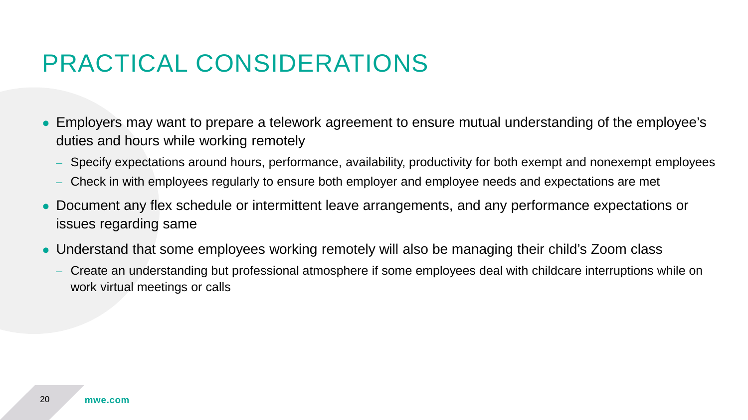# PRACTICAL CONSIDERATIONS

- Employers may want to prepare a telework agreement to ensure mutual understanding of the employee's duties and hours while working remotely
  - Specify expectations around hours, performance, availability, productivity for both exempt and nonexempt employees
  - Check in with employees regularly to ensure both employer and employee needs and expectations are met
- Document any flex schedule or intermittent leave arrangements, and any performance expectations or issues regarding same
- Understand that some employees working remotely will also be managing their child's Zoom class
  - Create an understanding but professional atmosphere if some employees deal with childcare interruptions while on work virtual meetings or calls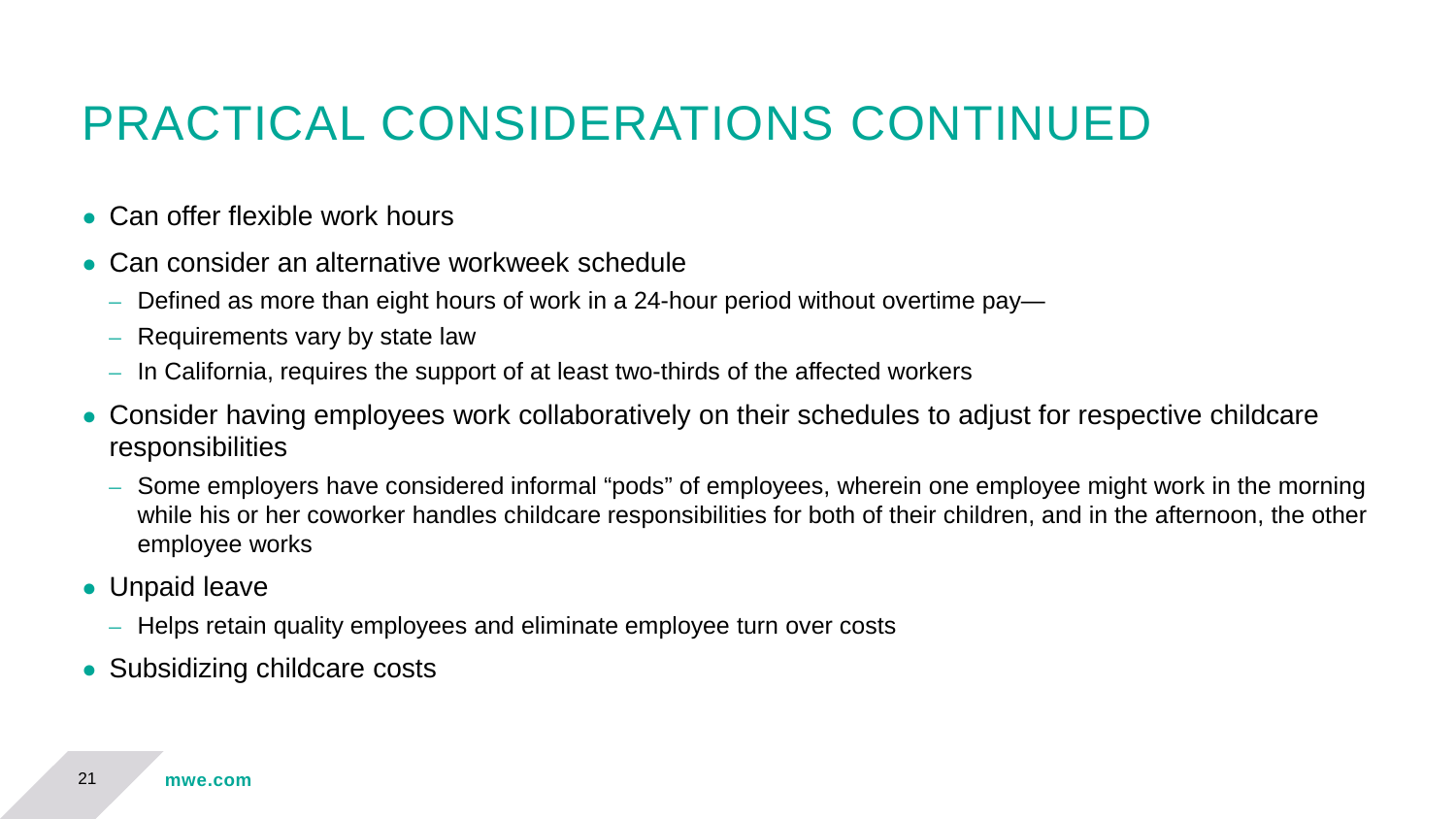# PRACTICAL CONSIDERATIONS CONTINUED

- Can offer flexible work hours
- Can consider an alternative workweek schedule
  - Defined as more than eight hours of work in a 24-hour period without overtime pay—
  - Requirements vary by state law
  - In California, requires the support of at least two-thirds of the affected workers
- Consider having employees work collaboratively on their schedules to adjust for respective childcare responsibilities
  - Some employers have considered informal "pods" of employees, wherein one employee might work in the morning while his or her coworker handles childcare responsibilities for both of their children, and in the afternoon, the other employee works
- Unpaid leave
  - Helps retain quality employees and eliminate employee turn over costs
- Subsidizing childcare costs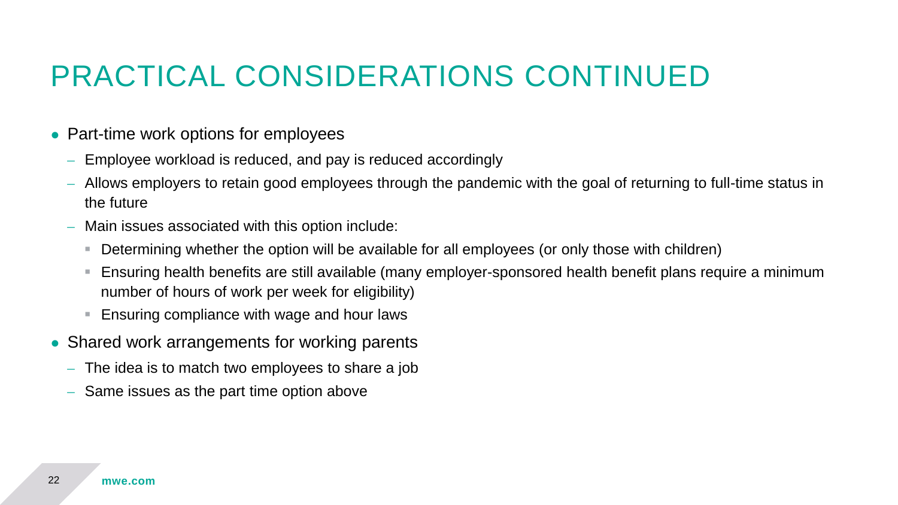# PRACTICAL CONSIDERATIONS CONTINUED

- Part-time work options for employees
  - Employee workload is reduced, and pay is reduced accordingly
  - Allows employers to retain good employees through the pandemic with the goal of returning to full-time status in the future
  - Main issues associated with this option include:
    - Determining whether the option will be available for all employees (or only those with children)
    - Ensuring health benefits are still available (many employer-sponsored health benefit plans require a minimum number of hours of work per week for eligibility)
    - Ensuring compliance with wage and hour laws
- Shared work arrangements for working parents
  - The idea is to match two employees to share a job
  - Same issues as the part time option above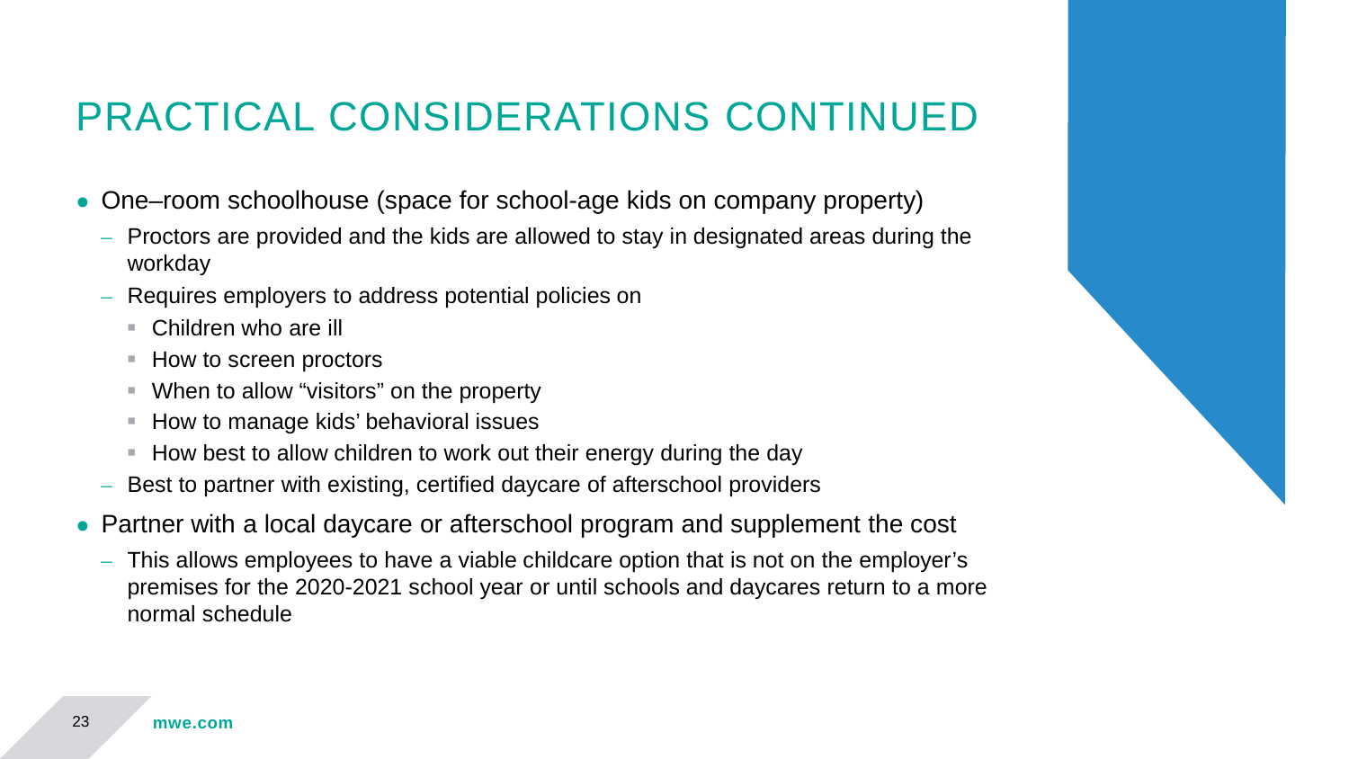# PRACTICAL CONSIDERATIONS CONTINUED

- One–room schoolhouse (space for school-age kids on company property)
  - Proctors are provided and the kids are allowed to stay in designated areas during the workday
  - Requires employers to address potential policies on
    - Children who are ill
    - How to screen proctors
    - When to allow “visitors” on the property
    - How to manage kids’ behavioral issues
    - How best to allow children to work out their energy during the day
  - Best to partner with existing, certified daycare of afterschool providers
- Partner with a local daycare or afterschool program and supplement the cost
  - This allows employees to have a viable childcare option that is not on the employer’s premises for the 2020-2021 school year or until schools and daycares return to a more normal schedule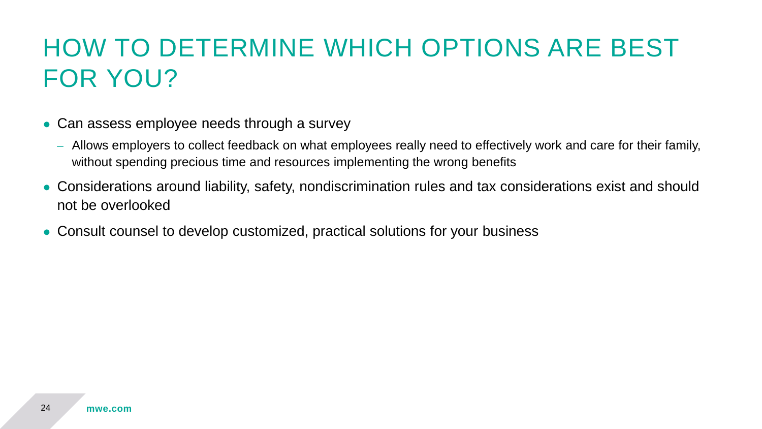# HOW TO DETERMINE WHICH OPTIONS ARE BEST FOR YOU?

- Can assess employee needs through a survey
  - Allows employers to collect feedback on what employees really need to effectively work and care for their family, without spending precious time and resources implementing the wrong benefits
- Considerations around liability, safety, nondiscrimination rules and tax considerations exist and should not be overlooked
- Consult counsel to develop customized, practical solutions for your business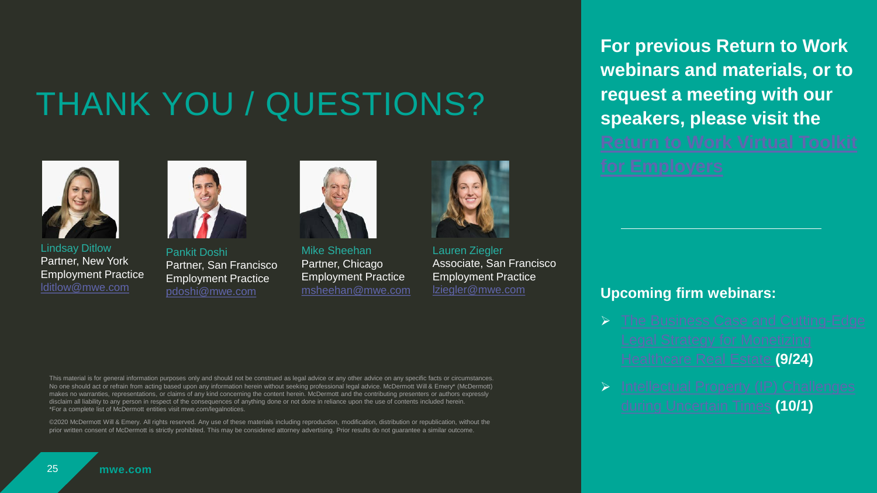# THANK YOU / QUESTIONS?

Lindsay Ditlow
Partner, New York
Employment Practice
lditlow@mwe.com

Pankit Doshi
Partner, San Francisco
Employment Practice
pdoshi@mwe.com

Mike Sheehan
Partner, Chicago
Employment Practice
msheehan@mwe.com

Lauren Ziegler
Associate, San Francisco
Employment Practice
lziegler@mwe.com

This material is for general information purposes only and should not be construed as legal advice or any other advice on any specific facts or circumstances. No one should act or refrain from acting based upon any information herein without seeking professional legal advice. McDermott Will & Emery* (McDermott) makes no warranties, representations, or claims of any kind concerning the content herein. McDermott and the contributing presenters or authors expressly disclaim all liability to any person in respect of the consequences of anything done or not done in reliance upon the use of contents included herein.
*For a complete list of McDermott entities visit mwe.com/legalnotices.

©2020 McDermott Will & Emery. All rights reserved. Any use of these materials including reproduction, modification, distribution or republication, without the prior written consent of McDermott is strictly prohibited. This may be considered attorney advertising. Prior results do not guarantee a similar outcome.

mwe.com

**For previous Return to Work webinars and materials, or to request a meeting with our speakers, please visit the Return to Work Virtual Toolkit for Employers**

**Upcoming firm webinars:**

- The Business Case and Cutting-Edge Legal Strategy for Monetizing Healthcare Real Estate **(9/24)**
- Intellectual Property (IP) Challenges during Uncertain Times **(10/1)**